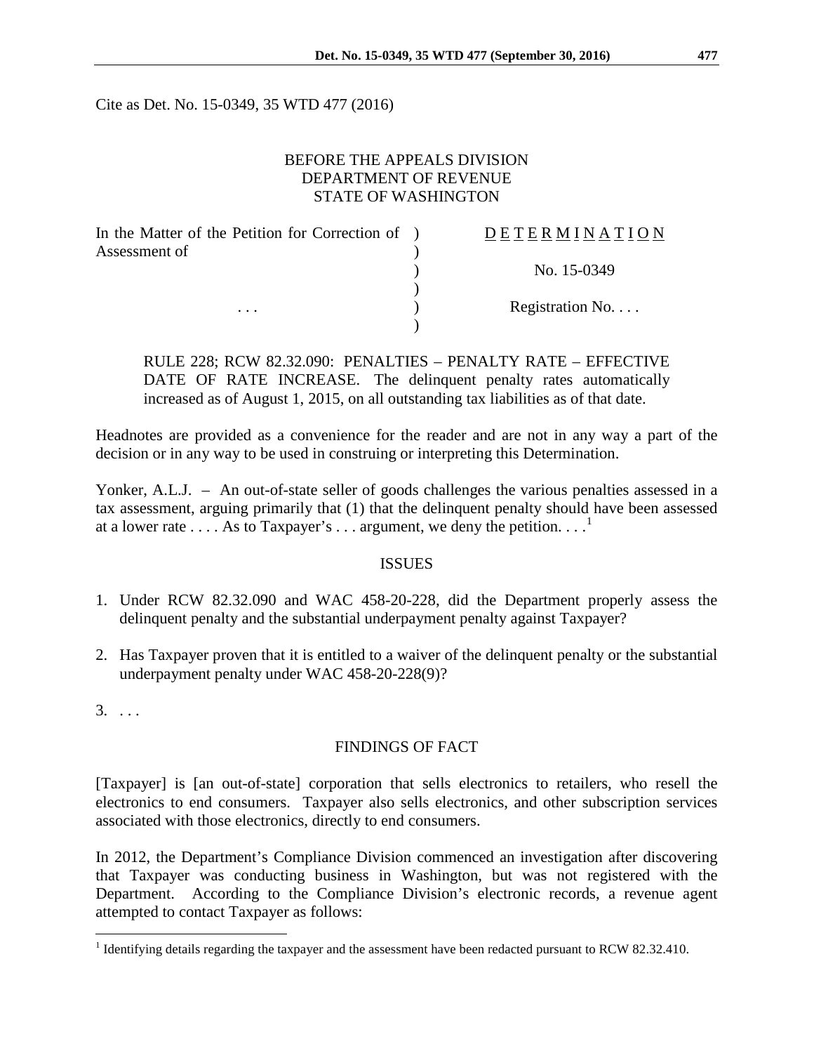Cite as Det. No. 15-0349, 35 WTD 477 (2016)

BEFORE THE APPEALS DIVISION
DEPARTMENT OF REVENUE
STATE OF WASHINGTON

| In the Matter of the Petition for Correction of Assessment of | ) | D E T E R M I N A T I O N |
|---|---|---|
| | ) | No. 15-0349 |
| . . . | ) | Registration No. . . . |

RULE 228; RCW 82.32.090: PENALTIES – PENALTY RATE – EFFECTIVE DATE OF RATE INCREASE. The delinquent penalty rates automatically increased as of August 1, 2015, on all outstanding tax liabilities as of that date.

Headnotes are provided as a convenience for the reader and are not in any way a part of the decision or in any way to be used in construing or interpreting this Determination.

Yonker, A.L.J. – An out-of-state seller of goods challenges the various penalties assessed in a tax assessment, arguing primarily that (1) that the delinquent penalty should have been assessed at a lower rate . . . . As to Taxpayer's . . . argument, we deny the petition. . . .[1]

## ISSUES

1. Under RCW 82.32.090 and WAC 458-20-228, did the Department properly assess the delinquent penalty and the substantial underpayment penalty against Taxpayer?

2. Has Taxpayer proven that it is entitled to a waiver of the delinquent penalty or the substantial underpayment penalty under WAC 458-20-228(9)?

3. . . .

## FINDINGS OF FACT

[Taxpayer] is [an out-of-state] corporation that sells electronics to retailers, who resell the electronics to end consumers. Taxpayer also sells electronics, and other subscription services associated with those electronics, directly to end consumers.

In 2012, the Department's Compliance Division commenced an investigation after discovering that Taxpayer was conducting business in Washington, but was not registered with the Department. According to the Compliance Division's electronic records, a revenue agent attempted to contact Taxpayer as follows:

[1] Identifying details regarding the taxpayer and the assessment have been redacted pursuant to RCW 82.32.410.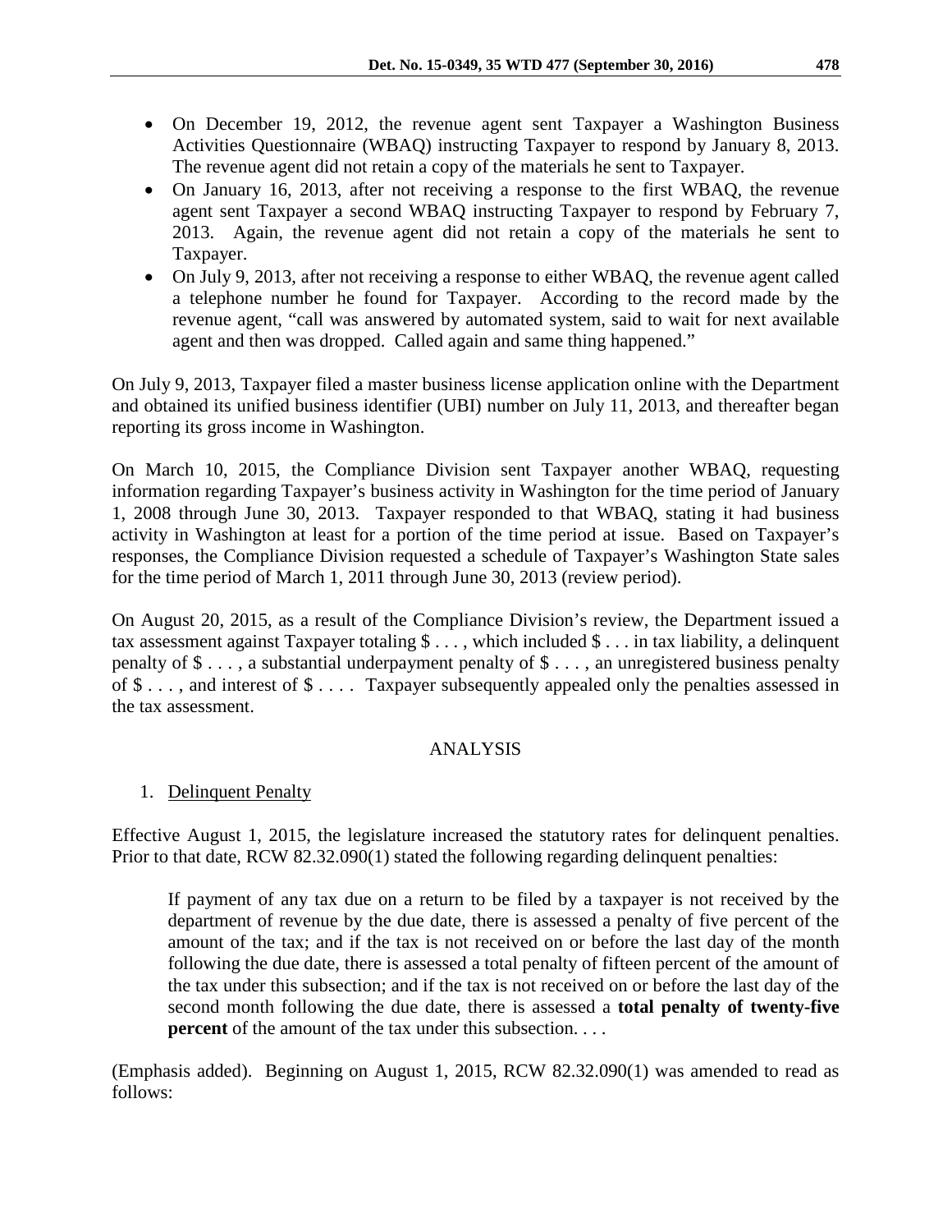- On December 19, 2012, the revenue agent sent Taxpayer a Washington Business Activities Questionnaire (WBAQ) instructing Taxpayer to respond by January 8, 2013. The revenue agent did not retain a copy of the materials he sent to Taxpayer.
- On January 16, 2013, after not receiving a response to the first WBAQ, the revenue agent sent Taxpayer a second WBAQ instructing Taxpayer to respond by February 7, 2013. Again, the revenue agent did not retain a copy of the materials he sent to Taxpayer.
- On July 9, 2013, after not receiving a response to either WBAQ, the revenue agent called a telephone number he found for Taxpayer. According to the record made by the revenue agent, "call was answered by automated system, said to wait for next available agent and then was dropped. Called again and same thing happened."

On July 9, 2013, Taxpayer filed a master business license application online with the Department and obtained its unified business identifier (UBI) number on July 11, 2013, and thereafter began reporting its gross income in Washington.

On March 10, 2015, the Compliance Division sent Taxpayer another WBAQ, requesting information regarding Taxpayer's business activity in Washington for the time period of January 1, 2008 through June 30, 2013. Taxpayer responded to that WBAQ, stating it had business activity in Washington at least for a portion of the time period at issue. Based on Taxpayer's responses, the Compliance Division requested a schedule of Taxpayer's Washington State sales for the time period of March 1, 2011 through June 30, 2013 (review period).

On August 20, 2015, as a result of the Compliance Division's review, the Department issued a tax assessment against Taxpayer totaling $ . . . , which included $ . . . in tax liability, a delinquent penalty of $ . . . , a substantial underpayment penalty of $ . . . , an unregistered business penalty of $ . . . , and interest of $ . . . . Taxpayer subsequently appealed only the penalties assessed in the tax assessment.

## ANALYSIS

1. Delinquent Penalty

Effective August 1, 2015, the legislature increased the statutory rates for delinquent penalties. Prior to that date, RCW 82.32.090(1) stated the following regarding delinquent penalties:

> If payment of any tax due on a return to be filed by a taxpayer is not received by the department of revenue by the due date, there is assessed a penalty of five percent of the amount of the tax; and if the tax is not received on or before the last day of the month following the due date, there is assessed a total penalty of fifteen percent of the amount of the tax under this subsection; and if the tax is not received on or before the last day of the second month following the due date, there is assessed a **total penalty of twenty-five percent** of the amount of the tax under this subsection. . . .

(Emphasis added). Beginning on August 1, 2015, RCW 82.32.090(1) was amended to read as follows: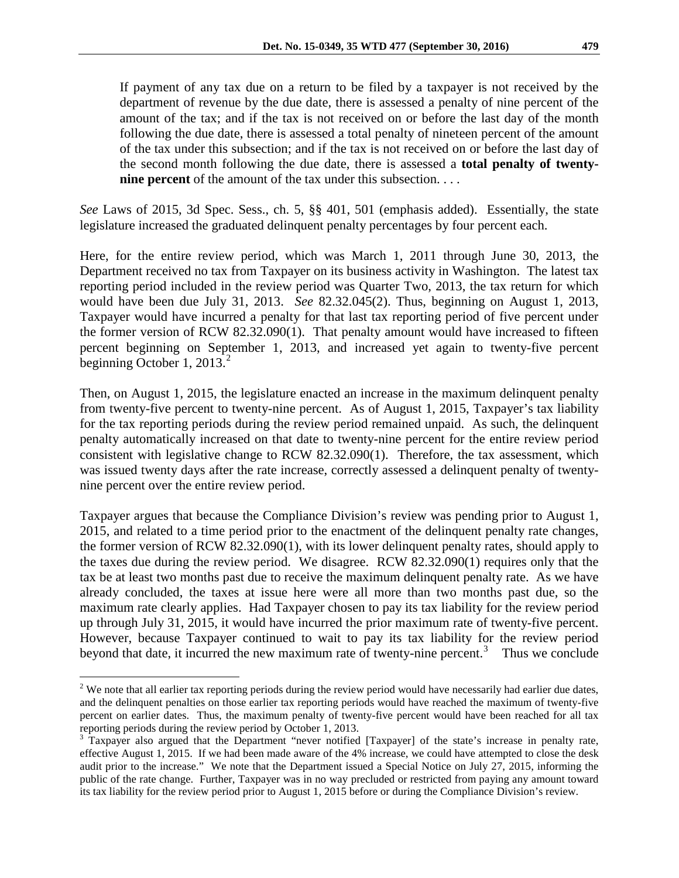> If payment of any tax due on a return to be filed by a taxpayer is not received by the department of revenue by the due date, there is assessed a penalty of nine percent of the amount of the tax; and if the tax is not received on or before the last day of the month following the due date, there is assessed a total penalty of nineteen percent of the amount of the tax under this subsection; and if the tax is not received on or before the last day of the second month following the due date, there is assessed a **total penalty of twenty-nine percent** of the amount of the tax under this subsection. . . .

*See* Laws of 2015, 3d Spec. Sess., ch. 5, §§ 401, 501 (emphasis added). Essentially, the state legislature increased the graduated delinquent penalty percentages by four percent each.

Here, for the entire review period, which was March 1, 2011 through June 30, 2013, the Department received no tax from Taxpayer on its business activity in Washington. The latest tax reporting period included in the review period was Quarter Two, 2013, the tax return for which would have been due July 31, 2013. *See* 82.32.045(2). Thus, beginning on August 1, 2013, Taxpayer would have incurred a penalty for that last tax reporting period of five percent under the former version of RCW 82.32.090(1). That penalty amount would have increased to fifteen percent beginning on September 1, 2013, and increased yet again to twenty-five percent beginning October 1, 2013.[2]

Then, on August 1, 2015, the legislature enacted an increase in the maximum delinquent penalty from twenty-five percent to twenty-nine percent. As of August 1, 2015, Taxpayer's tax liability for the tax reporting periods during the review period remained unpaid. As such, the delinquent penalty automatically increased on that date to twenty-nine percent for the entire review period consistent with legislative change to RCW 82.32.090(1). Therefore, the tax assessment, which was issued twenty days after the rate increase, correctly assessed a delinquent penalty of twenty-nine percent over the entire review period.

Taxpayer argues that because the Compliance Division's review was pending prior to August 1, 2015, and related to a time period prior to the enactment of the delinquent penalty rate changes, the former version of RCW 82.32.090(1), with its lower delinquent penalty rates, should apply to the taxes due during the review period. We disagree. RCW 82.32.090(1) requires only that the tax be at least two months past due to receive the maximum delinquent penalty rate. As we have already concluded, the taxes at issue here were all more than two months past due, so the maximum rate clearly applies. Had Taxpayer chosen to pay its tax liability for the review period up through July 31, 2015, it would have incurred the prior maximum rate of twenty-five percent. However, because Taxpayer continued to wait to pay its tax liability for the review period beyond that date, it incurred the new maximum rate of twenty-nine percent.[3] Thus we conclude

---

[2] We note that all earlier tax reporting periods during the review period would have necessarily had earlier due dates, and the delinquent penalties on those earlier tax reporting periods would have reached the maximum of twenty-five percent on earlier dates. Thus, the maximum penalty of twenty-five percent would have been reached for all tax reporting periods during the review period by October 1, 2013.

[3] Taxpayer also argued that the Department "never notified [Taxpayer] of the state's increase in penalty rate, effective August 1, 2015. If we had been made aware of the 4% increase, we could have attempted to close the desk audit prior to the increase." We note that the Department issued a Special Notice on July 27, 2015, informing the public of the rate change. Further, Taxpayer was in no way precluded or restricted from paying any amount toward its tax liability for the review period prior to August 1, 2015 before or during the Compliance Division's review.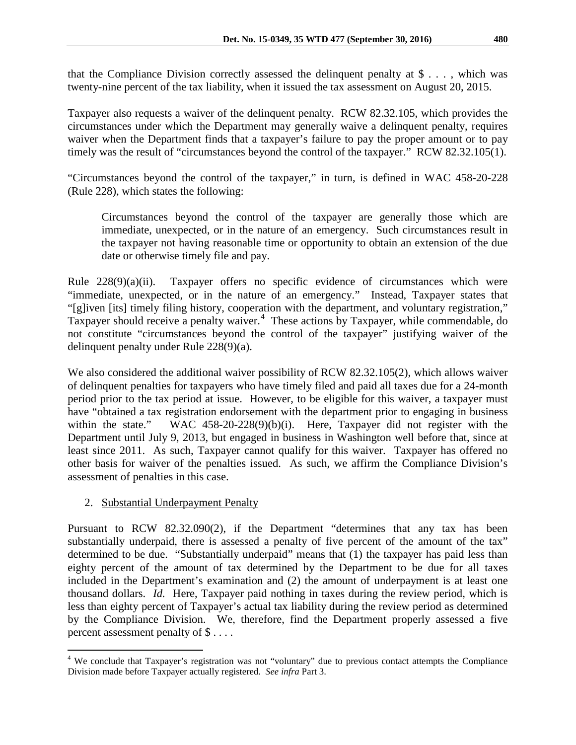that the Compliance Division correctly assessed the delinquent penalty at $ . . . , which was twenty-nine percent of the tax liability, when it issued the tax assessment on August 20, 2015.

Taxpayer also requests a waiver of the delinquent penalty. RCW 82.32.105, which provides the circumstances under which the Department may generally waive a delinquent penalty, requires waiver when the Department finds that a taxpayer's failure to pay the proper amount or to pay timely was the result of "circumstances beyond the control of the taxpayer." RCW 82.32.105(1).

"Circumstances beyond the control of the taxpayer," in turn, is defined in WAC 458-20-228 (Rule 228), which states the following:

> Circumstances beyond the control of the taxpayer are generally those which are immediate, unexpected, or in the nature of an emergency. Such circumstances result in the taxpayer not having reasonable time or opportunity to obtain an extension of the due date or otherwise timely file and pay.

Rule 228(9)(a)(ii). Taxpayer offers no specific evidence of circumstances which were "immediate, unexpected, or in the nature of an emergency." Instead, Taxpayer states that "[g]iven [its] timely filing history, cooperation with the department, and voluntary registration," Taxpayer should receive a penalty waiver.[4] These actions by Taxpayer, while commendable, do not constitute "circumstances beyond the control of the taxpayer" justifying waiver of the delinquent penalty under Rule 228(9)(a).

We also considered the additional waiver possibility of RCW 82.32.105(2), which allows waiver of delinquent penalties for taxpayers who have timely filed and paid all taxes due for a 24-month period prior to the tax period at issue. However, to be eligible for this waiver, a taxpayer must have "obtained a tax registration endorsement with the department prior to engaging in business within the state." WAC 458-20-228(9)(b)(i). Here, Taxpayer did not register with the Department until July 9, 2013, but engaged in business in Washington well before that, since at least since 2011. As such, Taxpayer cannot qualify for this waiver. Taxpayer has offered no other basis for waiver of the penalties issued. As such, we affirm the Compliance Division's assessment of penalties in this case.

2. Substantial Underpayment Penalty

Pursuant to RCW 82.32.090(2), if the Department "determines that any tax has been substantially underpaid, there is assessed a penalty of five percent of the amount of the tax" determined to be due. "Substantially underpaid" means that (1) the taxpayer has paid less than eighty percent of the amount of tax determined by the Department to be due for all taxes included in the Department's examination and (2) the amount of underpayment is at least one thousand dollars. *Id.* Here, Taxpayer paid nothing in taxes during the review period, which is less than eighty percent of Taxpayer's actual tax liability during the review period as determined by the Compliance Division. We, therefore, find the Department properly assessed a five percent assessment penalty of $ . . . .

---

[4] We conclude that Taxpayer's registration was not "voluntary" due to previous contact attempts the Compliance Division made before Taxpayer actually registered. *See infra* Part 3.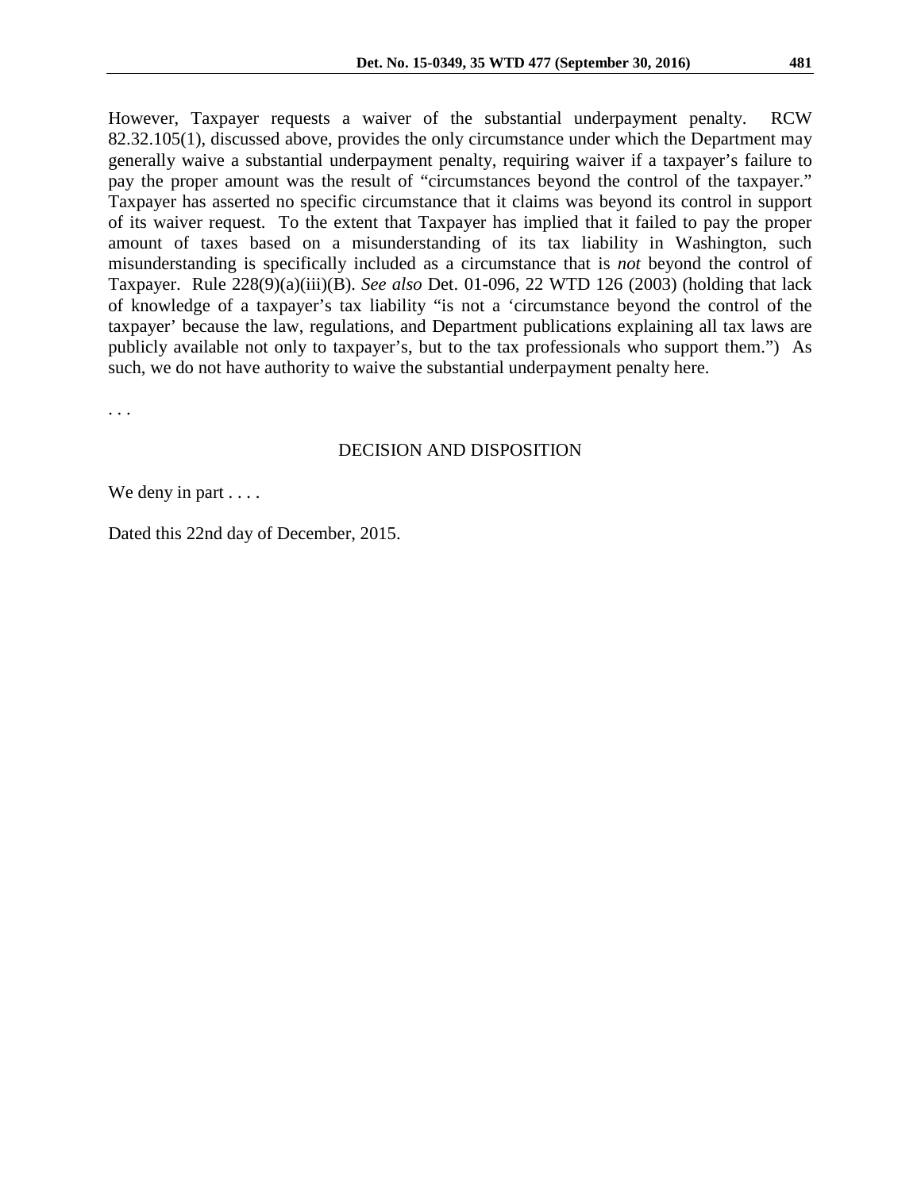However, Taxpayer requests a waiver of the substantial underpayment penalty. RCW 82.32.105(1), discussed above, provides the only circumstance under which the Department may generally waive a substantial underpayment penalty, requiring waiver if a taxpayer's failure to pay the proper amount was the result of "circumstances beyond the control of the taxpayer." Taxpayer has asserted no specific circumstance that it claims was beyond its control in support of its waiver request. To the extent that Taxpayer has implied that it failed to pay the proper amount of taxes based on a misunderstanding of its tax liability in Washington, such misunderstanding is specifically included as a circumstance that is *not* beyond the control of Taxpayer. Rule 228(9)(a)(iii)(B). *See also* Det. 01-096, 22 WTD 126 (2003) (holding that lack of knowledge of a taxpayer's tax liability "is not a 'circumstance beyond the control of the taxpayer' because the law, regulations, and Department publications explaining all tax laws are publicly available not only to taxpayer's, but to the tax professionals who support them.") As such, we do not have authority to waive the substantial underpayment penalty here.

. . .

## DECISION AND DISPOSITION

We deny in part . . . .

Dated this 22nd day of December, 2015.